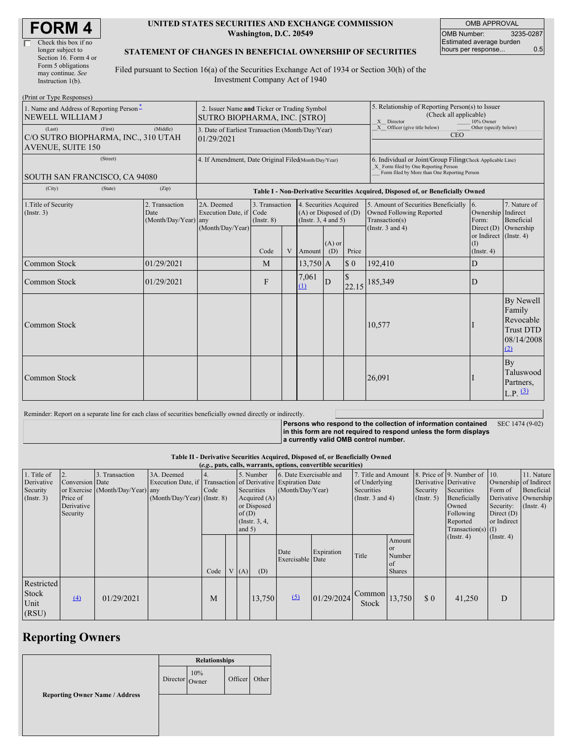# FORM 4

☐ Check this box if no longer subject to Section 16. Form 4 or Form 5 obligations may continue. *See* Instruction 1(b).

**UNITED STATES SECURITIES AND EXCHANGE COMMISSION**
**Washington, D.C. 20549**

**STATEMENT OF CHANGES IN BENEFICIAL OWNERSHIP OF SECURITIES**

Filed pursuant to Section 16(a) of the Securities Exchange Act of 1934 or Section 30(h) of the Investment Company Act of 1940

| OMB APPROVAL | |
|---|---|
| OMB Number: | 3235-0287 |
| Estimated average burden hours per response... | 0.5 |

(Print or Type Responses)

| 1. Name and Address of Reporting Person * | 2. Issuer Name and Ticker or Trading Symbol | 5. Relationship of Reporting Person(s) to Issuer (Check all applicable) |
|---|---|---|
| NEWELL WILLIAM J | SUTRO BIOPHARMA, INC. [STRO] | _X_ Director ___ 10% Owner |
| (Last) (First) (Middle) C/O SUTRO BIOPHARMA, INC., 310 UTAH AVENUE, SUITE 150 | 3. Date of Earliest Transaction (Month/Day/Year) 01/29/2021 | _X_ Officer (give title below) ___ Other (specify below) CEO |
| (Street) SOUTH SAN FRANCISCO, CA 94080 | 4. If Amendment, Date Original Filed (Month/Day/Year) | 6. Individual or Joint/Group Filing (Check Applicable Line) _X_ Form filed by One Reporting Person ___ Form filed by More than One Reporting Person |
| (City) (State) (Zip) | | |

**Table I - Non-Derivative Securities Acquired, Disposed of, or Beneficially Owned**

| 1.Title of Security (Instr. 3) | 2. Transaction Date (Month/Day/Year) | 2A. Deemed Execution Date, if any (Month/Day/Year) | 3. Transaction Code (Instr. 8) Code | V | 4. Securities Acquired (A) or Disposed of (D) (Instr. 3, 4 and 5) Amount | (A) or (D) | Price | 5. Amount of Securities Beneficially Owned Following Reported Transaction(s) (Instr. 3 and 4) | 6. Ownership Form: Direct (D) or Indirect (I) (Instr. 4) | 7. Nature of Indirect Beneficial Ownership (Instr. 4) |
|---|---|---|---|---|---|---|---|---|---|---|
| Common Stock | 01/29/2021 | | M | | 13,750 | A | $ 0 | 192,410 | D | |
| Common Stock | 01/29/2021 | | F | | 7,061 (1) | D | $ 22.15 | 185,349 | D | |
| Common Stock | | | | | | | | 10,577 | I | By Newell Family Revocable Trust DTD 08/14/2008 (2) |
| Common Stock | | | | | | | | 26,091 | I | By Taluswood Partners, L.P. (3) |

Reminder: Report on a separate line for each class of securities beneficially owned directly or indirectly.

**Persons who respond to the collection of information contained in this form are not required to respond unless the form displays a currently valid OMB control number.** SEC 1474 (9-02)

**Table II - Derivative Securities Acquired, Disposed of, or Beneficially Owned**
**(*e.g.*, puts, calls, warrants, options, convertible securities)**

| 1. Title of Derivative Security (Instr. 3) | 2. Conversion or Exercise Price of Derivative Security | 3. Transaction Date (Month/Day/Year) | 3A. Deemed Execution Date, if any (Month/Day/Year) | 4. Transaction Code (Instr. 8) Code | V | 5. Number of Derivative Securities Acquired (A) or Disposed of (D) (Instr. 3, 4, and 5) (A) | (D) | 6. Date Exercisable and Expiration Date (Month/Day/Year) Date Exercisable | Expiration Date | 7. Title and Amount of Underlying Securities (Instr. 3 and 4) Title | Amount or Number of Shares | 8. Price of Derivative Security (Instr. 5) | 9. Number of Derivative Securities Beneficially Owned Following Reported Transaction(s) (Instr. 4) | 10. Ownership Form of Derivative Security: Direct (D) or Indirect (I) (Instr. 4) | 11. Nature of Indirect Beneficial Ownership (Instr. 4) |
|---|---|---|---|---|---|---|---|---|---|---|---|---|---|---|---|
| Restricted Stock Unit (RSU) | (4) | 01/29/2021 | | M | | | 13,750 | (5) | 01/29/2024 | Common Stock | 13,750 | $ 0 | 41,250 | D | |

## Reporting Owners

| Reporting Owner Name / Address | Relationships | | | |
|---|---|---|---|---|
| | Director | 10% Owner | Officer | Other |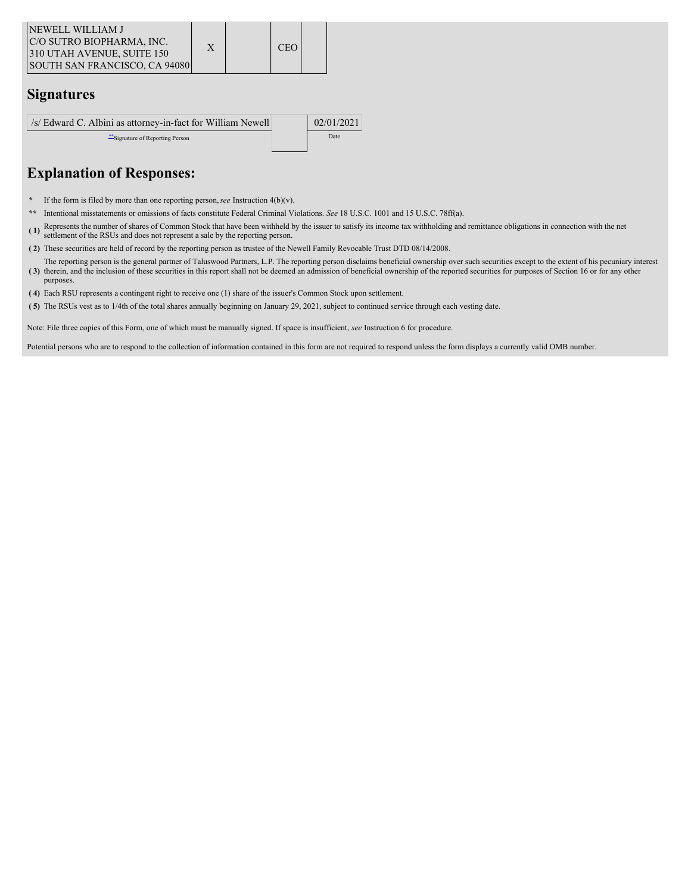| | | | | |
|---|---|---|---|---|
| NEWELL WILLIAM J<br>C/O SUTRO BIOPHARMA, INC.<br>310 UTAH AVENUE, SUITE 150<br>SOUTH SAN FRANCISCO, CA 94080 | X | | CEO | |

## Signatures

| | | |
|---|---|---|
| /s/ Edward C. Albini as attorney-in-fact for William Newell | | 02/01/2021 |
| ** Signature of Reporting Person | | Date |

## Explanation of Responses:

\* If the form is filed by more than one reporting person, *see* Instruction 4(b)(v).

** Intentional misstatements or omissions of facts constitute Federal Criminal Violations. *See* 18 U.S.C. 1001 and 15 U.S.C. 78ff(a).

( 1) Represents the number of shares of Common Stock that have been withheld by the issuer to satisfy its income tax withholding and remittance obligations in connection with the net settlement of the RSUs and does not represent a sale by the reporting person.

( 2) These securities are held of record by the reporting person as trustee of the Newell Family Revocable Trust DTD 08/14/2008.

( 3) The reporting person is the general partner of Taluswood Partners, L.P. The reporting person disclaims beneficial ownership over such securities except to the extent of his pecuniary interest therein, and the inclusion of these securities in this report shall not be deemed an admission of beneficial ownership of the reported securities for purposes of Section 16 or for any other purposes.

( 4) Each RSU represents a contingent right to receive one (1) share of the issuer's Common Stock upon settlement.

( 5) The RSUs vest as to 1/4th of the total shares annually beginning on January 29, 2021, subject to continued service through each vesting date.

Note: File three copies of this Form, one of which must be manually signed. If space is insufficient, *see* Instruction 6 for procedure.

Potential persons who are to respond to the collection of information contained in this form are not required to respond unless the form displays a currently valid OMB number.